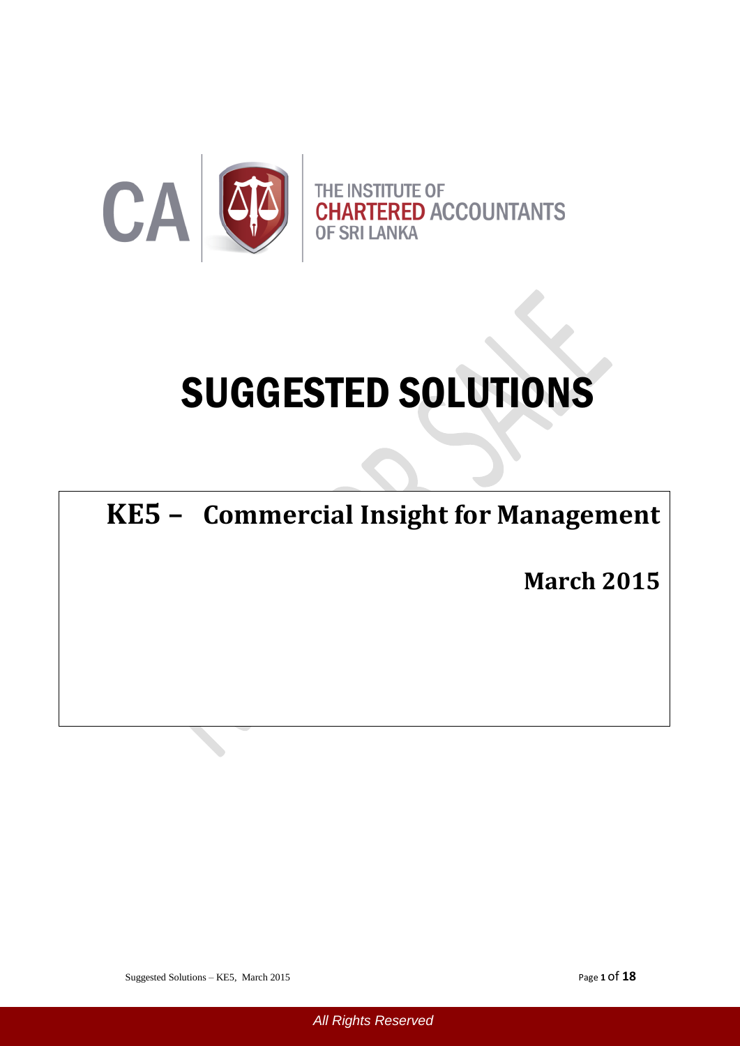THE INSTITUTE OF CHARTERED ACCOUNTANTS OF SRI LANKA

# SUGGESTED SOLUTIONS

## KE5 – Commercial Insight for Management

**March 2015**

*All Rights Reserved*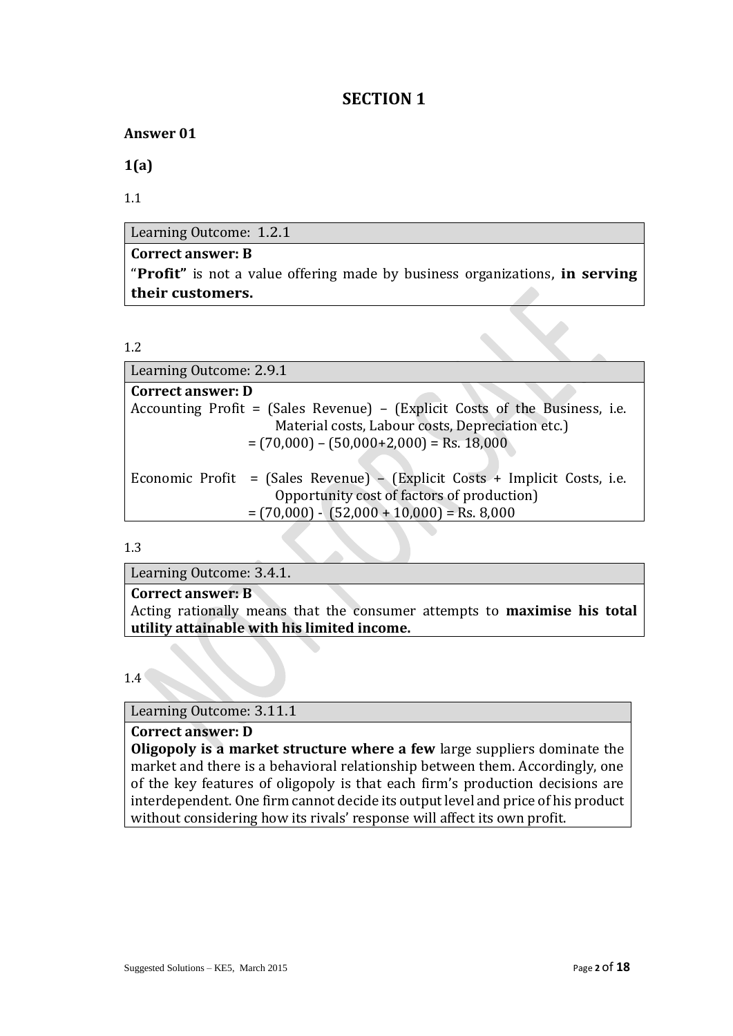# SECTION 1

**Answer 01**

**1(a)**

1.1

| Learning Outcome: 1.2.1 |
|---|
| **Correct answer: B**<br>"**Profit"** is not a value offering made by business organizations, **in serving their customers.** |

1.2

| Learning Outcome: 2.9.1 |
|---|
| **Correct answer: D**<br>Accounting Profit = (Sales Revenue) – (Explicit Costs of the Business, i.e. Material costs, Labour costs, Depreciation etc.)<br>= (70,000) – (50,000+2,000) = Rs. 18,000<br><br>Economic Profit = (Sales Revenue) – (Explicit Costs + Implicit Costs, i.e. Opportunity cost of factors of production)<br>= (70,000) - (52,000 + 10,000) = Rs. 8,000 |

1.3

| Learning Outcome: 3.4.1. |
|---|
| **Correct answer: B**<br>Acting rationally means that the consumer attempts to **maximise his total utility attainable with his limited income.** |

1.4

| Learning Outcome: 3.11.1 |
|---|
| **Correct answer: D**<br>**Oligopoly is a market structure where a few** large suppliers dominate the market and there is a behavioral relationship between them. Accordingly, one of the key features of oligopoly is that each firm's production decisions are interdependent. One firm cannot decide its output level and price of his product without considering how its rivals' response will affect its own profit. |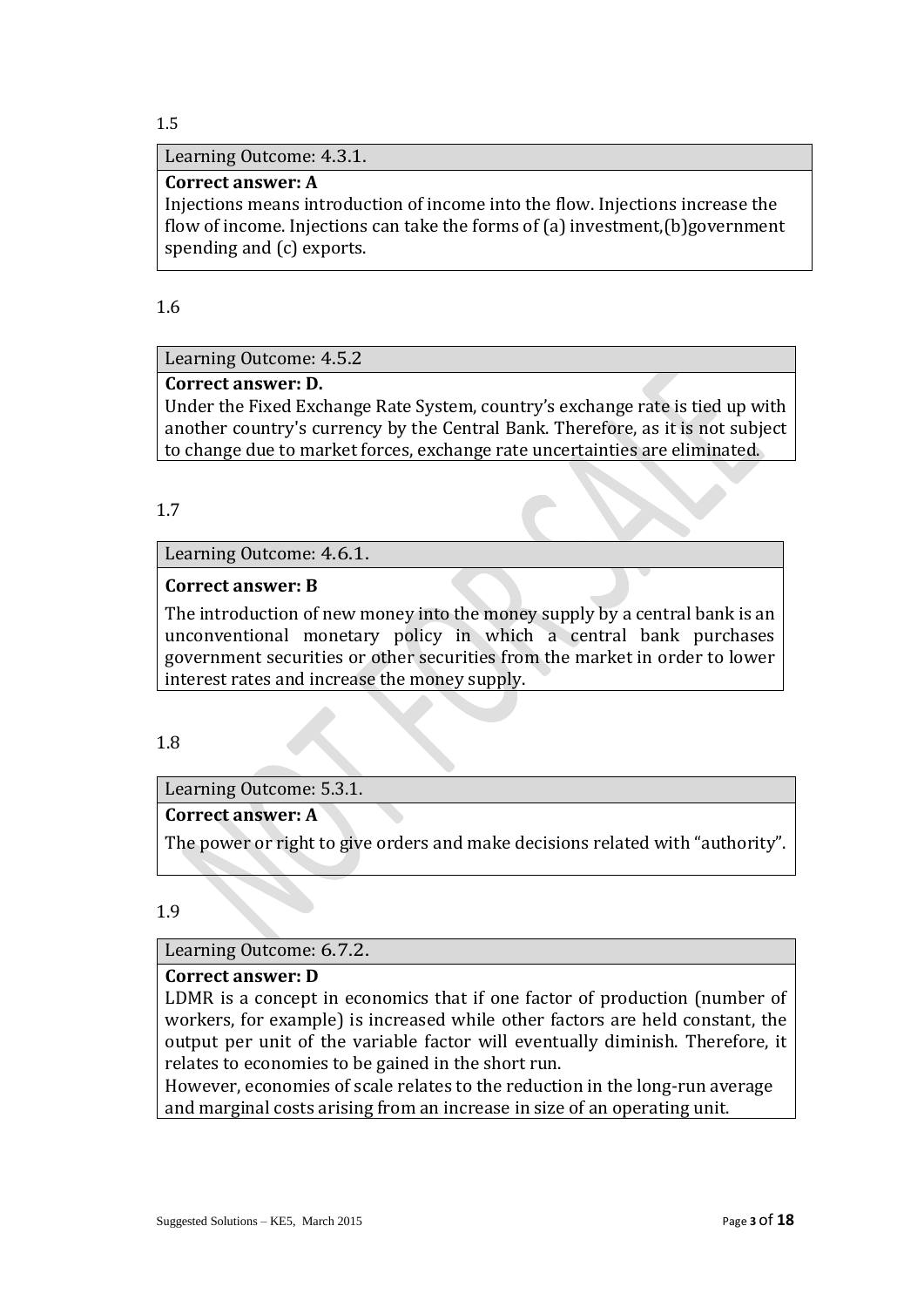1.5

| Learning Outcome: 4.3.1. |
|---|
| **Correct answer: A**<br>Injections means introduction of income into the flow. Injections increase the flow of income. Injections can take the forms of (a) investment,(b)government spending and (c) exports. |

1.6

| Learning Outcome: 4.5.2 |
|---|
| **Correct answer: D.**<br>Under the Fixed Exchange Rate System, country's exchange rate is tied up with another country's currency by the Central Bank. Therefore, as it is not subject to change due to market forces, exchange rate uncertainties are eliminated. |

1.7

| Learning Outcome: 4.6.1. |
|---|
| **Correct answer: B**<br>The introduction of new money into the money supply by a central bank is an unconventional monetary policy in which a central bank purchases government securities or other securities from the market in order to lower interest rates and increase the money supply. |

1.8

| Learning Outcome: 5.3.1. |
|---|
| **Correct answer: A**<br>The power or right to give orders and make decisions related with "authority". |

1.9

| Learning Outcome: 6.7.2. |
|---|
| **Correct answer: D**<br>LDMR is a concept in economics that if one factor of production (number of workers, for example) is increased while other factors are held constant, the output per unit of the variable factor will eventually diminish. Therefore, it relates to economies to be gained in the short run.<br>However, economies of scale relates to the reduction in the long-run average and marginal costs arising from an increase in size of an operating unit. |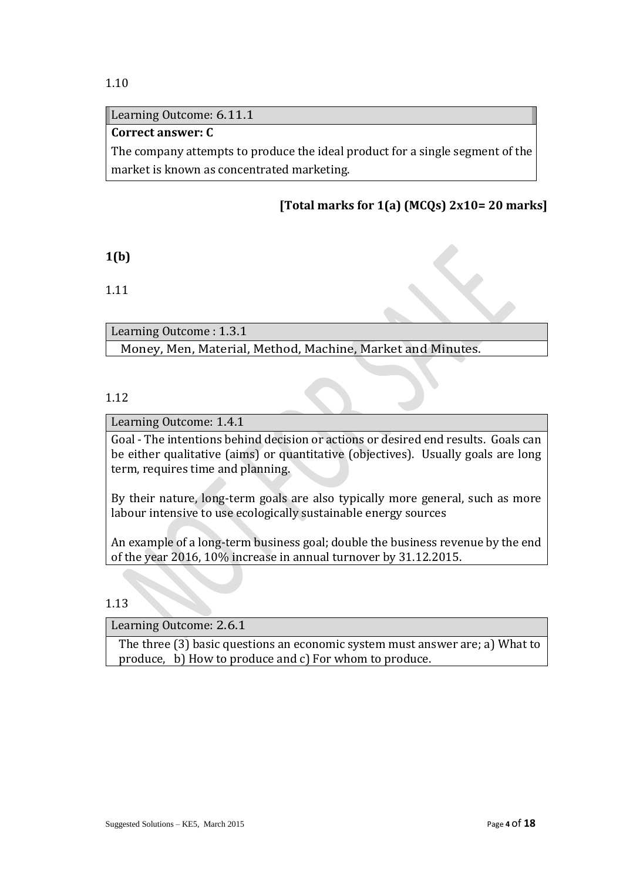1.10

| Learning Outcome: 6.11.1 |
|---|
| **Correct answer: C** |
| The company attempts to produce the ideal product for a single segment of the market is known as concentrated marketing. |

**[Total marks for 1(a) (MCQs) 2x10= 20 marks]**

**1(b)**

1.11

| Learning Outcome : 1.3.1 |
|---|
| Money, Men, Material, Method, Machine, Market and Minutes. |

1.12

| Learning Outcome: 1.4.1 |
|---|
| Goal - The intentions behind decision or actions or desired end results. Goals can be either qualitative (aims) or quantitative (objectives). Usually goals are long term, requires time and planning. <br><br> By their nature, long-term goals are also typically more general, such as more labour intensive to use ecologically sustainable energy sources <br><br> An example of a long-term business goal; double the business revenue by the end of the year 2016, 10% increase in annual turnover by 31.12.2015. |

1.13

| Learning Outcome: 2.6.1 |
|---|
| The three (3) basic questions an economic system must answer are; a) What to produce, b) How to produce and c) For whom to produce. |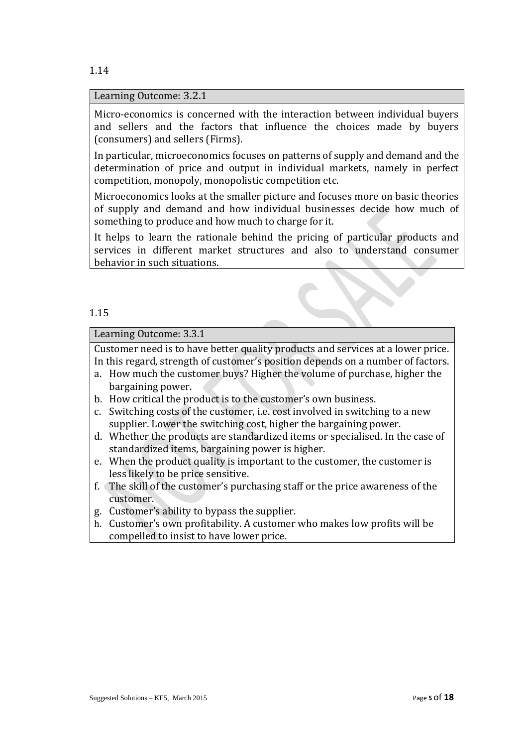1.14

| Learning Outcome: 3.2.1 |
|---|
| Micro-economics is concerned with the interaction between individual buyers and sellers and the factors that influence the choices made by buyers (consumers) and sellers (Firms).<br><br>In particular, microeconomics focuses on patterns of supply and demand and the determination of price and output in individual markets, namely in perfect competition, monopoly, monopolistic competition etc.<br><br>Microeconomics looks at the smaller picture and focuses more on basic theories of supply and demand and how individual businesses decide how much of something to produce and how much to charge for it.<br><br>It helps to learn the rationale behind the pricing of particular products and services in different market structures and also to understand consumer behavior in such situations. |

1.15

| Learning Outcome: 3.3.1 |
|---|
| Customer need is to have better quality products and services at a lower price. In this regard, strength of customer's position depends on a number of factors.<br>a. How much the customer buys? Higher the volume of purchase, higher the bargaining power.<br>b. How critical the product is to the customer's own business.<br>c. Switching costs of the customer, i.e. cost involved in switching to a new supplier. Lower the switching cost, higher the bargaining power.<br>d. Whether the products are standardized items or specialised. In the case of standardized items, bargaining power is higher.<br>e. When the product quality is important to the customer, the customer is less likely to be price sensitive.<br>f. The skill of the customer's purchasing staff or the price awareness of the customer.<br>g. Customer's ability to bypass the supplier.<br>h. Customer's own profitability. A customer who makes low profits will be compelled to insist to have lower price. |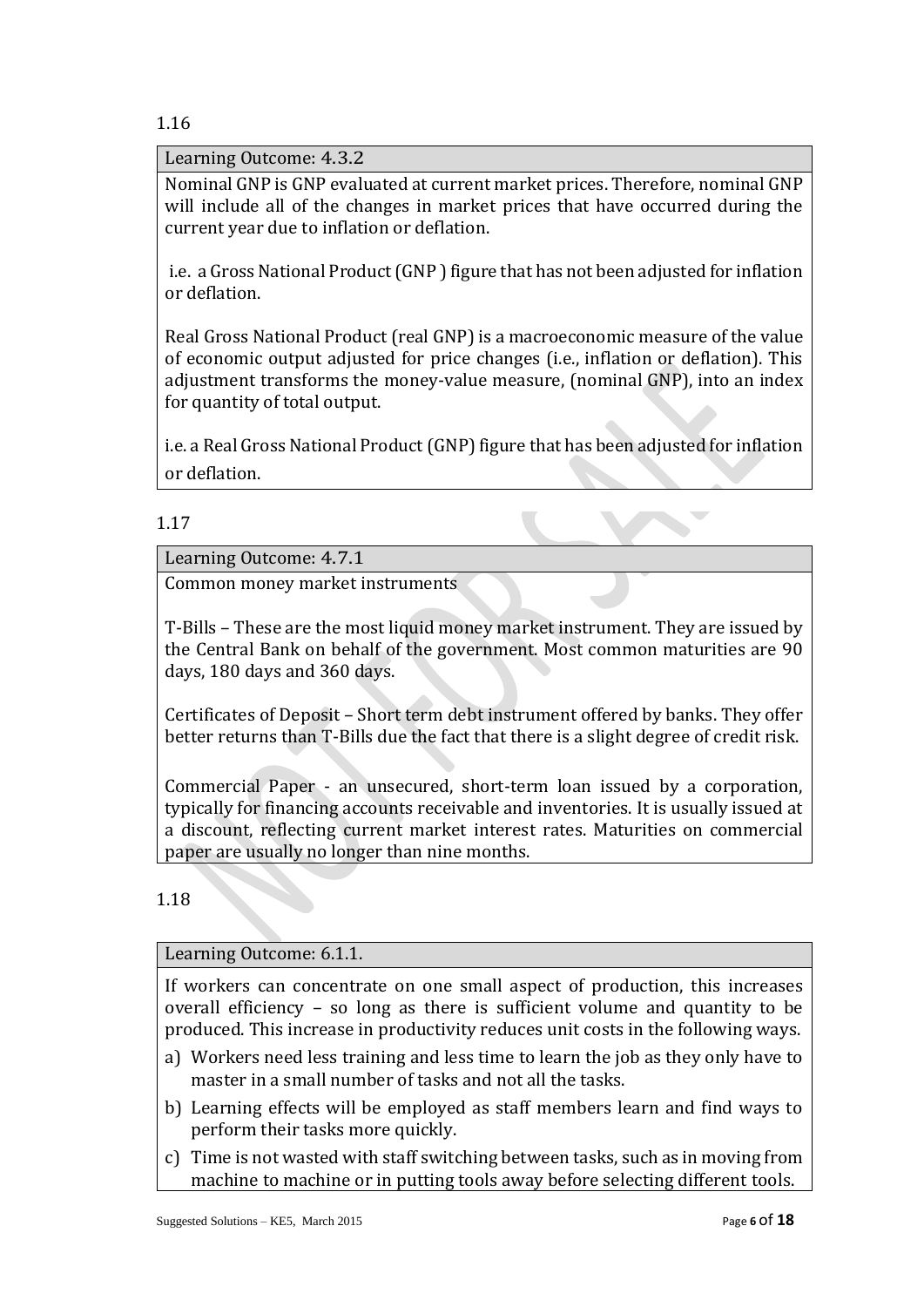1.16

| Learning Outcome: 4.3.2 |
|---|
| Nominal GNP is GNP evaluated at current market prices. Therefore, nominal GNP will include all of the changes in market prices that have occurred during the current year due to inflation or deflation.<br><br>i.e. a Gross National Product (GNP ) figure that has not been adjusted for inflation or deflation.<br><br>Real Gross National Product (real GNP) is a macroeconomic measure of the value of economic output adjusted for price changes (i.e., inflation or deflation). This adjustment transforms the money-value measure, (nominal GNP), into an index for quantity of total output.<br><br>i.e. a Real Gross National Product (GNP) figure that has been adjusted for inflation or deflation. |

1.17

| Learning Outcome: 4.7.1 |
|---|
| Common money market instruments<br><br>T-Bills – These are the most liquid money market instrument. They are issued by the Central Bank on behalf of the government. Most common maturities are 90 days, 180 days and 360 days.<br><br>Certificates of Deposit – Short term debt instrument offered by banks. They offer better returns than T-Bills due the fact that there is a slight degree of credit risk.<br><br>Commercial Paper - an unsecured, short-term loan issued by a corporation, typically for financing accounts receivable and inventories. It is usually issued at a discount, reflecting current market interest rates. Maturities on commercial paper are usually no longer than nine months. |

1.18

| Learning Outcome: 6.1.1. |
|---|
| If workers can concentrate on one small aspect of production, this increases overall efficiency – so long as there is sufficient volume and quantity to be produced. This increase in productivity reduces unit costs in the following ways.<br><br>a) Workers need less training and less time to learn the job as they only have to master in a small number of tasks and not all the tasks.<br>b) Learning effects will be employed as staff members learn and find ways to perform their tasks more quickly.<br>c) Time is not wasted with staff switching between tasks, such as in moving from machine to machine or in putting tools away before selecting different tools. |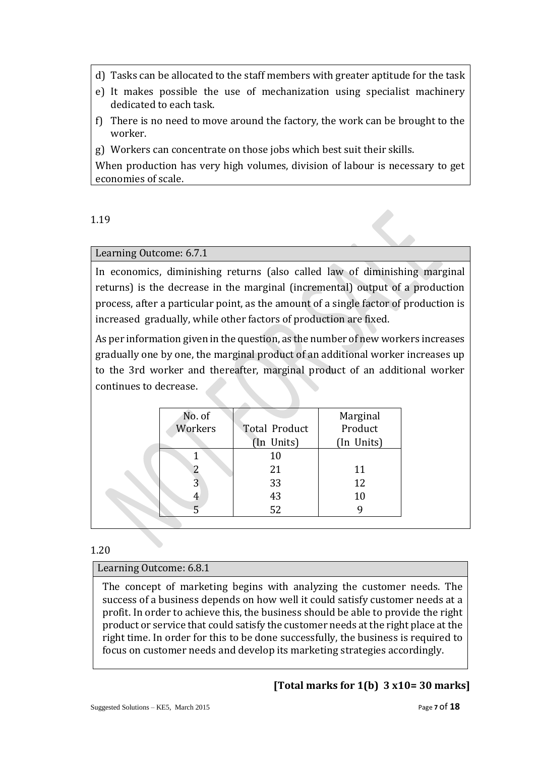d) Tasks can be allocated to the staff members with greater aptitude for the task

e) It makes possible the use of mechanization using specialist machinery dedicated to each task.

f) There is no need to move around the factory, the work can be brought to the worker.

g) Workers can concentrate on those jobs which best suit their skills.

When production has very high volumes, division of labour is necessary to get economies of scale.

1.19

Learning Outcome: 6.7.1

In economics, diminishing returns (also called law of diminishing marginal returns) is the decrease in the marginal (incremental) output of a production process, after a particular point, as the amount of a single factor of production is increased gradually, while other factors of production are fixed.

As per information given in the question, as the number of new workers increases gradually one by one, the marginal product of an additional worker increases up to the 3rd worker and thereafter, marginal product of an additional worker continues to decrease.

| No. of Workers | Total Product (In Units) | Marginal Product (In Units) |
|---|---|---|
| 1 | 10 | |
| 2 | 21 | 11 |
| 3 | 33 | 12 |
| 4 | 43 | 10 |
| 5 | 52 | 9 |

1.20

Learning Outcome: 6.8.1

The concept of marketing begins with analyzing the customer needs. The success of a business depends on how well it could satisfy customer needs at a profit. In order to achieve this, the business should be able to provide the right product or service that could satisfy the customer needs at the right place at the right time. In order for this to be done successfully, the business is required to focus on customer needs and develop its marketing strategies accordingly.

**[Total marks for 1(b) 3 x10= 30 marks]**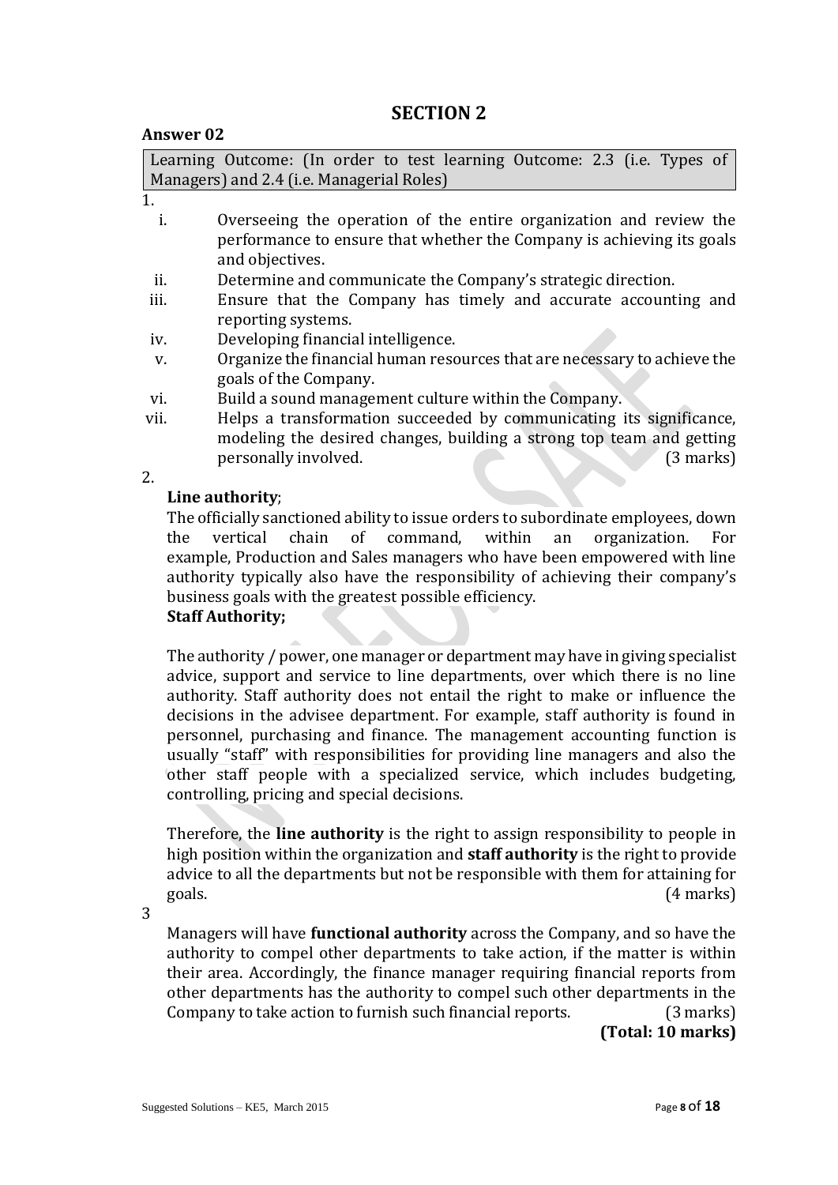## SECTION 2

**Answer 02**

| Learning Outcome: (In order to test learning Outcome: 2.3 (i.e. Types of Managers) and 2.4 (i.e. Managerial Roles) |
|---|

1.

i. Overseeing the operation of the entire organization and review the performance to ensure that whether the Company is achieving its goals and objectives.

ii. Determine and communicate the Company's strategic direction.

iii. Ensure that the Company has timely and accurate accounting and reporting systems.

iv. Developing financial intelligence.

v. Organize the financial human resources that are necessary to achieve the goals of the Company.

vi. Build a sound management culture within the Company.

vii. Helps a transformation succeeded by communicating its significance, modeling the desired changes, building a strong top team and getting personally involved. (3 marks)

2.

**Line authority**;

The officially sanctioned ability to issue orders to subordinate employees, down the vertical chain of command, within an organization. For example, Production and Sales managers who have been empowered with line authority typically also have the responsibility of achieving their company's business goals with the greatest possible efficiency.

**Staff Authority;**

The authority / power, one manager or department may have in giving specialist advice, support and service to line departments, over which there is no line authority. Staff authority does not entail the right to make or influence the decisions in the advisee department. For example, staff authority is found in personnel, purchasing and finance. The management accounting function is usually "staff" with responsibilities for providing line managers and also the other staff people with a specialized service, which includes budgeting, controlling, pricing and special decisions.

Therefore, the **line authority** is the right to assign responsibility to people in high position within the organization and **staff authority** is the right to provide advice to all the departments but not be responsible with them for attaining for goals. (4 marks)

3

Managers will have **functional authority** across the Company, and so have the authority to compel other departments to take action, if the matter is within their area. Accordingly, the finance manager requiring financial reports from other departments has the authority to compel such other departments in the Company to take action to furnish such financial reports. (3 marks)

**(Total: 10 marks)**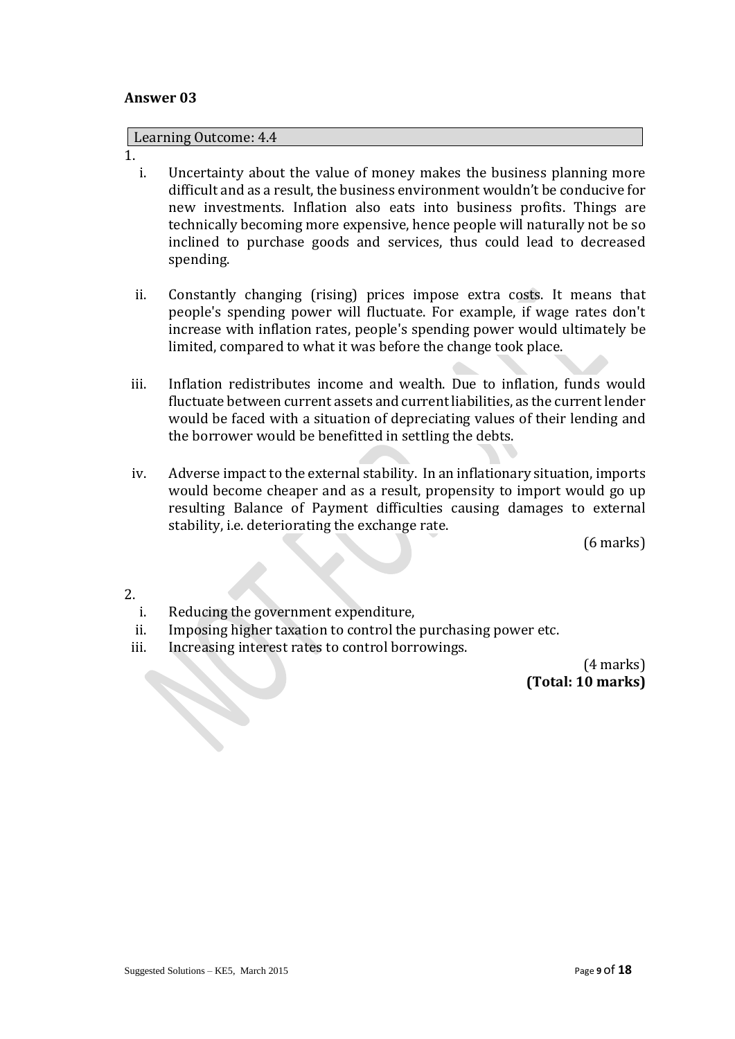**Answer 03**

Learning Outcome: 4.4

1.

i. Uncertainty about the value of money makes the business planning more difficult and as a result, the business environment wouldn't be conducive for new investments. Inflation also eats into business profits. Things are technically becoming more expensive, hence people will naturally not be so inclined to purchase goods and services, thus could lead to decreased spending.

ii. Constantly changing (rising) prices impose extra costs. It means that people's spending power will fluctuate. For example, if wage rates don't increase with inflation rates, people's spending power would ultimately be limited, compared to what it was before the change took place.

iii. Inflation redistributes income and wealth. Due to inflation, funds would fluctuate between current assets and current liabilities, as the current lender would be faced with a situation of depreciating values of their lending and the borrower would be benefitted in settling the debts.

iv. Adverse impact to the external stability. In an inflationary situation, imports would become cheaper and as a result, propensity to import would go up resulting Balance of Payment difficulties causing damages to external stability, i.e. deteriorating the exchange rate.

(6 marks)

2.

i. Reducing the government expenditure,
ii. Imposing higher taxation to control the purchasing power etc.
iii. Increasing interest rates to control borrowings.

(4 marks)
**(Total: 10 marks)**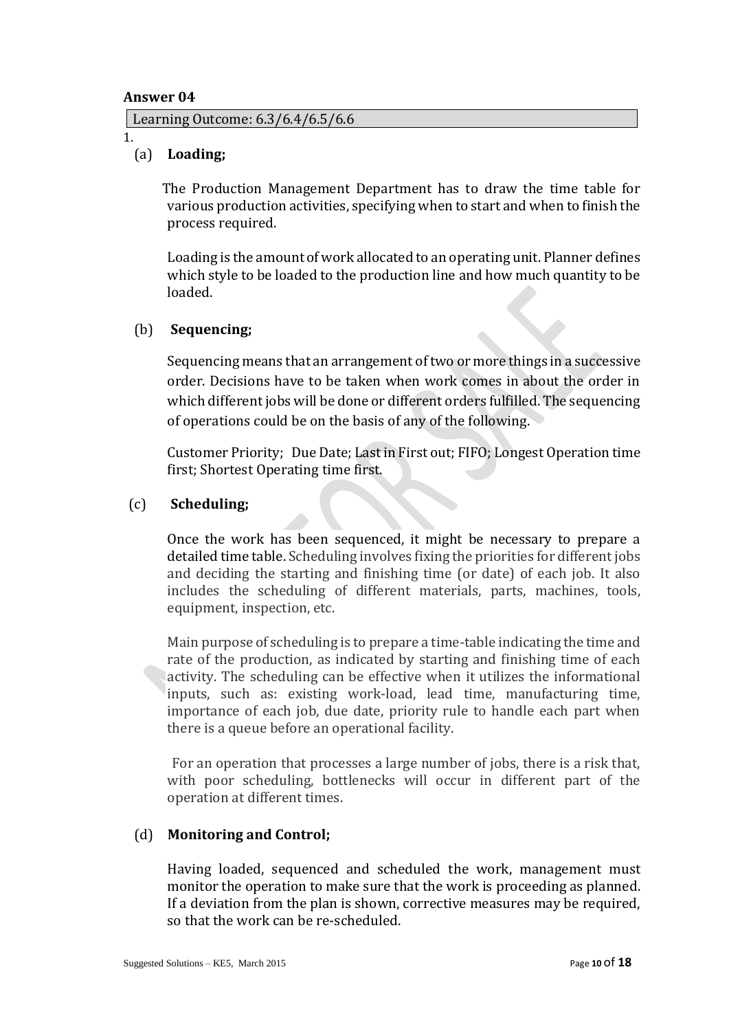**Answer 04**

Learning Outcome: 6.3/6.4/6.5/6.6

1.

(a) **Loading;**

The Production Management Department has to draw the time table for various production activities, specifying when to start and when to finish the process required.

Loading is the amount of work allocated to an operating unit. Planner defines which style to be loaded to the production line and how much quantity to be loaded.

(b) **Sequencing;**

Sequencing means that an arrangement of two or more things in a successive order. Decisions have to be taken when work comes in about the order in which different jobs will be done or different orders fulfilled. The sequencing of operations could be on the basis of any of the following.

Customer Priority; Due Date; Last in First out; FIFO; Longest Operation time first; Shortest Operating time first.

(c) **Scheduling;**

Once the work has been sequenced, it might be necessary to prepare a detailed time table. Scheduling involves fixing the priorities for different jobs and deciding the starting and finishing time (or date) of each job. It also includes the scheduling of different materials, parts, machines, tools, equipment, inspection, etc.

Main purpose of scheduling is to prepare a time-table indicating the time and rate of the production, as indicated by starting and finishing time of each activity. The scheduling can be effective when it utilizes the informational inputs, such as: existing work-load, lead time, manufacturing time, importance of each job, due date, priority rule to handle each part when there is a queue before an operational facility.

For an operation that processes a large number of jobs, there is a risk that, with poor scheduling, bottlenecks will occur in different part of the operation at different times.

(d) **Monitoring and Control;**

Having loaded, sequenced and scheduled the work, management must monitor the operation to make sure that the work is proceeding as planned. If a deviation from the plan is shown, corrective measures may be required, so that the work can be re-scheduled.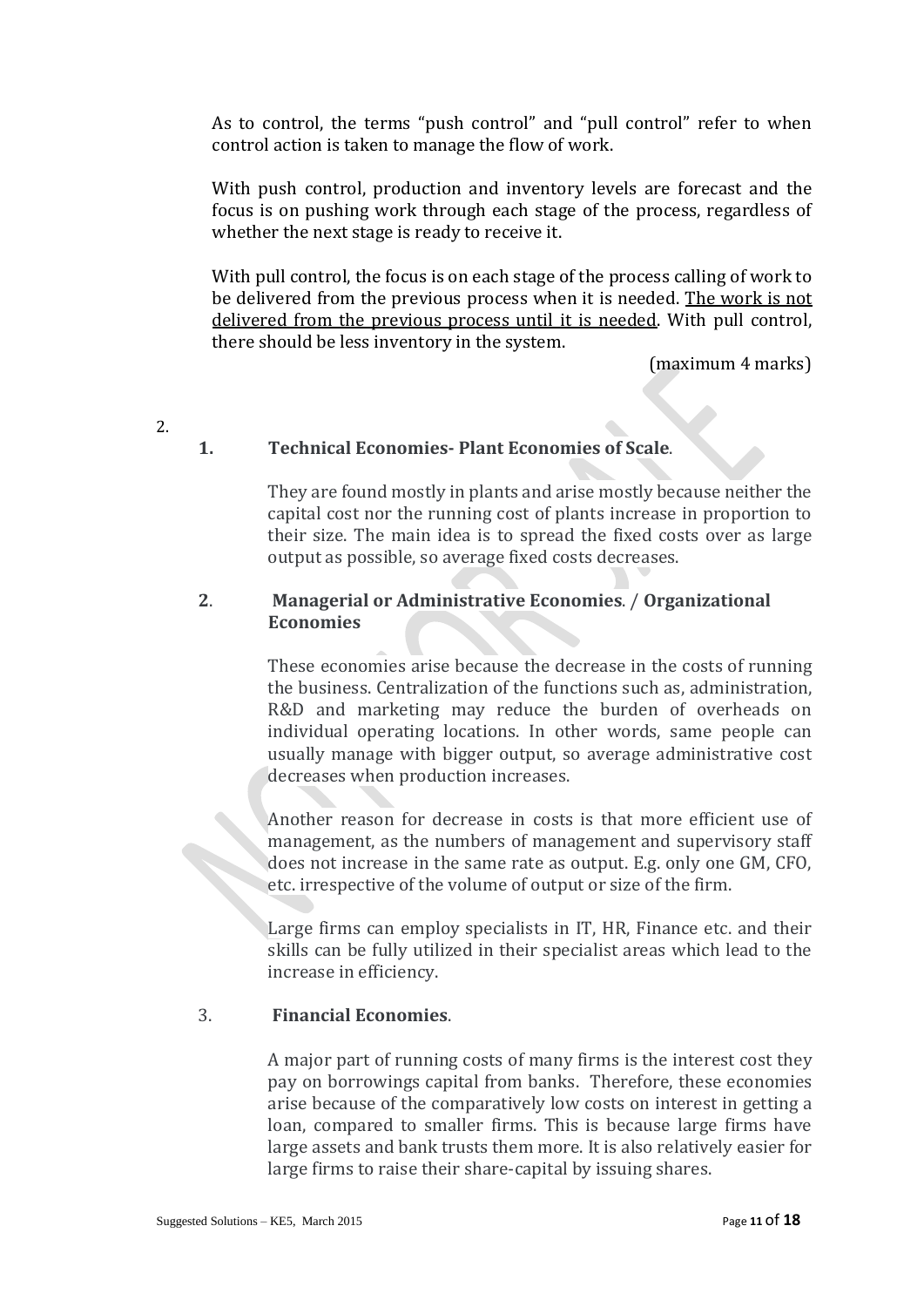As to control, the terms “push control” and “pull control” refer to when control action is taken to manage the flow of work.

With push control, production and inventory levels are forecast and the focus is on pushing work through each stage of the process, regardless of whether the next stage is ready to receive it.

With pull control, the focus is on each stage of the process calling of work to be delivered from the previous process when it is needed. <u>The work is not delivered from the previous process until it is needed</u>. With pull control, there should be less inventory in the system.

(maximum 4 marks)

2.

**1. Technical Economies- Plant Economies of Scale**.

They are found mostly in plants and arise mostly because neither the capital cost nor the running cost of plants increase in proportion to their size. The main idea is to spread the fixed costs over as large output as possible, so average fixed costs decreases.

**2. Managerial or Administrative Economies**. / **Organizational Economies**

These economies arise because the decrease in the costs of running the business. Centralization of the functions such as, administration, R&D and marketing may reduce the burden of overheads on individual operating locations. In other words, same people can usually manage with bigger output, so average administrative cost decreases when production increases.

Another reason for decrease in costs is that more efficient use of management, as the numbers of management and supervisory staff does not increase in the same rate as output. E.g. only one GM, CFO, etc. irrespective of the volume of output or size of the firm.

Large firms can employ specialists in IT, HR, Finance etc. and their skills can be fully utilized in their specialist areas which lead to the increase in efficiency.

3. **Financial Economies**.

A major part of running costs of many firms is the interest cost they pay on borrowings capital from banks. Therefore, these economies arise because of the comparatively low costs on interest in getting a loan, compared to smaller firms. This is because large firms have large assets and bank trusts them more. It is also relatively easier for large firms to raise their share-capital by issuing shares.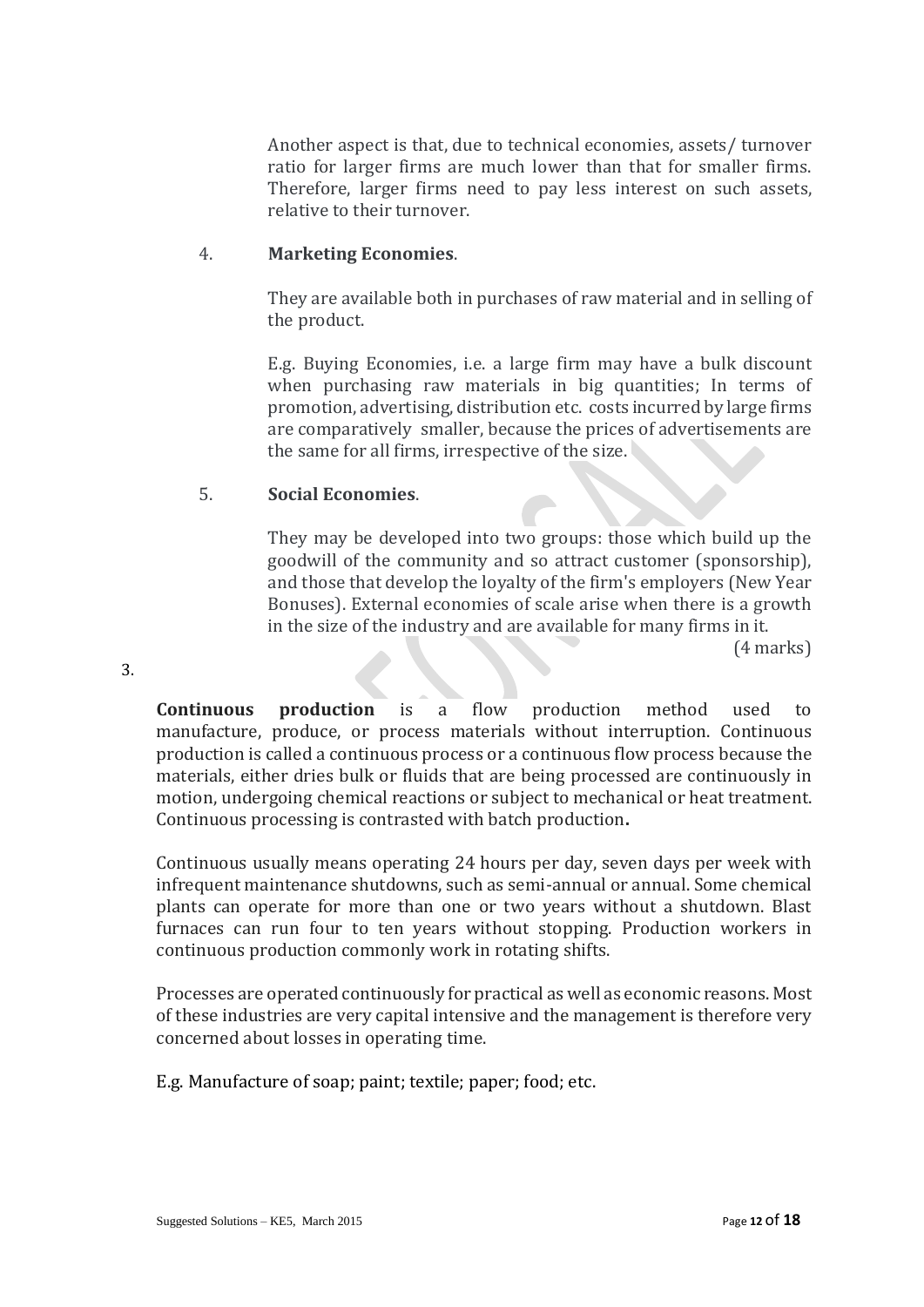Another aspect is that, due to technical economies, assets/ turnover ratio for larger firms are much lower than that for smaller firms. Therefore, larger firms need to pay less interest on such assets, relative to their turnover.

4. **Marketing Economies**.

   They are available both in purchases of raw material and in selling of the product.

   E.g. Buying Economies, i.e. a large firm may have a bulk discount when purchasing raw materials in big quantities; In terms of promotion, advertising, distribution etc. costs incurred by large firms are comparatively smaller, because the prices of advertisements are the same for all firms, irrespective of the size.

5. **Social Economies**.

   They may be developed into two groups: those which build up the goodwill of the community and so attract customer (sponsorship), and those that develop the loyalty of the firm's employers (New Year Bonuses). External economies of scale arise when there is a growth in the size of the industry and are available for many firms in it.

(4 marks)

3.

**Continuous production** is a flow production method used to manufacture, produce, or process materials without interruption. Continuous production is called a continuous process or a continuous flow process because the materials, either dries bulk or fluids that are being processed are continuously in motion, undergoing chemical reactions or subject to mechanical or heat treatment. Continuous processing is contrasted with batch production**.**

Continuous usually means operating 24 hours per day, seven days per week with infrequent maintenance shutdowns, such as semi-annual or annual. Some chemical plants can operate for more than one or two years without a shutdown. Blast furnaces can run four to ten years without stopping. Production workers in continuous production commonly work in rotating shifts.

Processes are operated continuously for practical as well as economic reasons. Most of these industries are very capital intensive and the management is therefore very concerned about losses in operating time.

E.g. Manufacture of soap; paint; textile; paper; food; etc.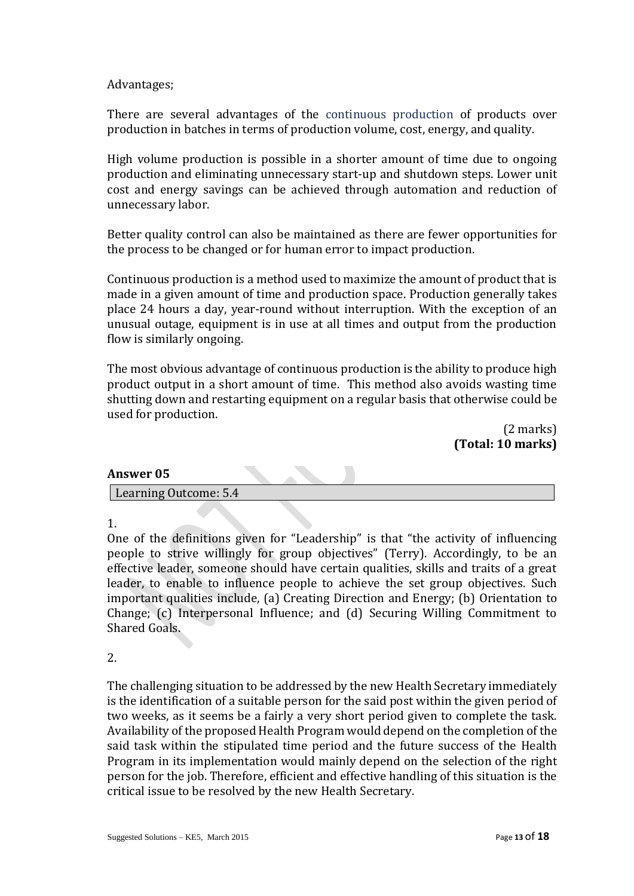Advantages;

There are several advantages of the continuous production of products over production in batches in terms of production volume, cost, energy, and quality.

High volume production is possible in a shorter amount of time due to ongoing production and eliminating unnecessary start-up and shutdown steps. Lower unit cost and energy savings can be achieved through automation and reduction of unnecessary labor.

Better quality control can also be maintained as there are fewer opportunities for the process to be changed or for human error to impact production.

Continuous production is a method used to maximize the amount of product that is made in a given amount of time and production space. Production generally takes place 24 hours a day, year-round without interruption. With the exception of an unusual outage, equipment is in use at all times and output from the production flow is similarly ongoing.

The most obvious advantage of continuous production is the ability to produce high product output in a short amount of time. This method also avoids wasting time shutting down and restarting equipment on a regular basis that otherwise could be used for production.

(2 marks)
**(Total: 10 marks)**

**Answer 05**

Learning Outcome: 5.4

1.
One of the definitions given for "Leadership" is that "the activity of influencing people to strive willingly for group objectives" (Terry). Accordingly, to be an effective leader, someone should have certain qualities, skills and traits of a great leader, to enable to influence people to achieve the set group objectives. Such important qualities include, (a) Creating Direction and Energy; (b) Orientation to Change; (c) Interpersonal Influence; and (d) Securing Willing Commitment to Shared Goals.

2.

The challenging situation to be addressed by the new Health Secretary immediately is the identification of a suitable person for the said post within the given period of two weeks, as it seems be a fairly a very short period given to complete the task. Availability of the proposed Health Program would depend on the completion of the said task within the stipulated time period and the future success of the Health Program in its implementation would mainly depend on the selection of the right person for the job. Therefore, efficient and effective handling of this situation is the critical issue to be resolved by the new Health Secretary.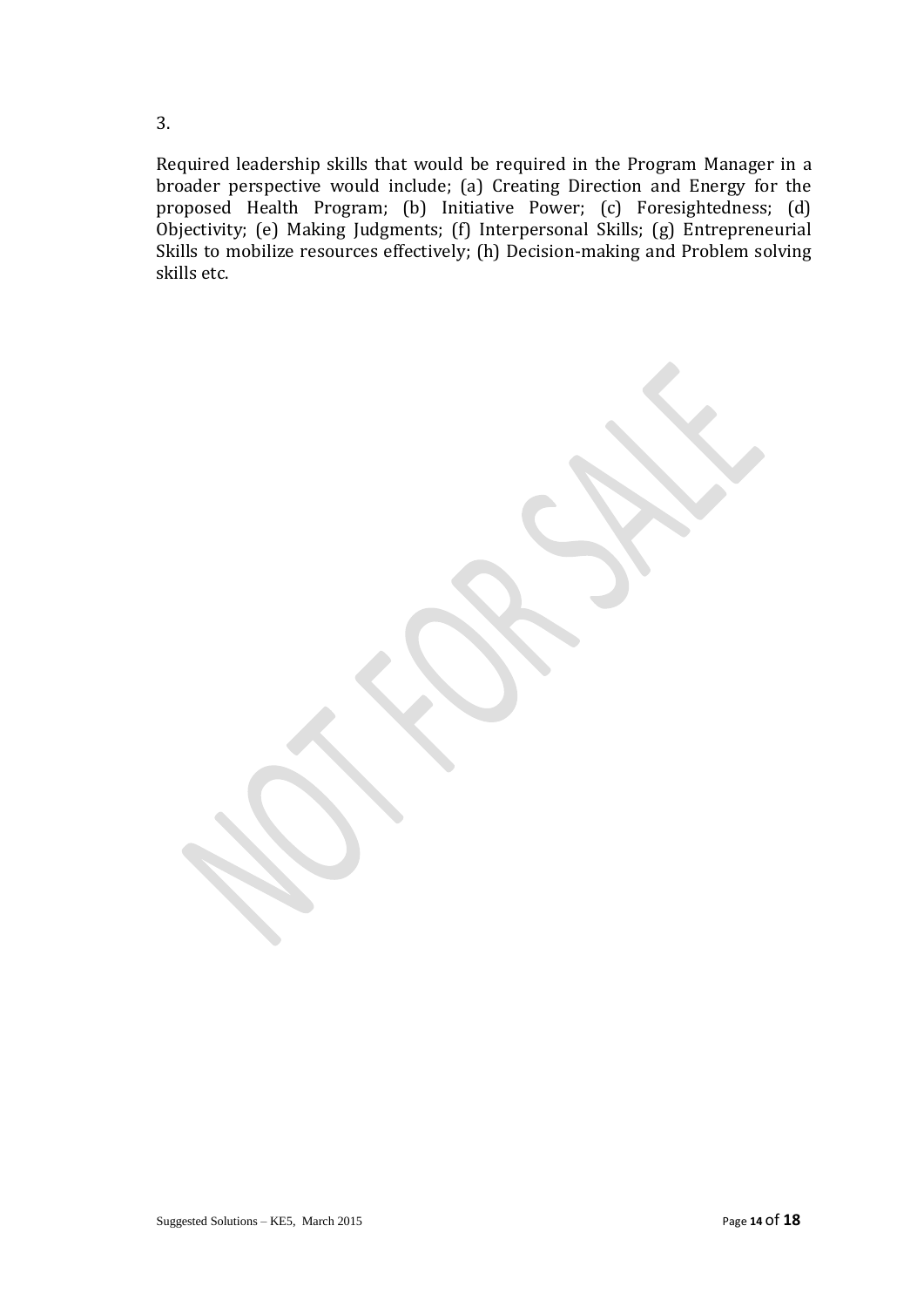3.

Required leadership skills that would be required in the Program Manager in a broader perspective would include; (a) Creating Direction and Energy for the proposed Health Program; (b) Initiative Power; (c) Foresightedness; (d) Objectivity; (e) Making Judgments; (f) Interpersonal Skills; (g) Entrepreneurial Skills to mobilize resources effectively; (h) Decision-making and Problem solving skills etc.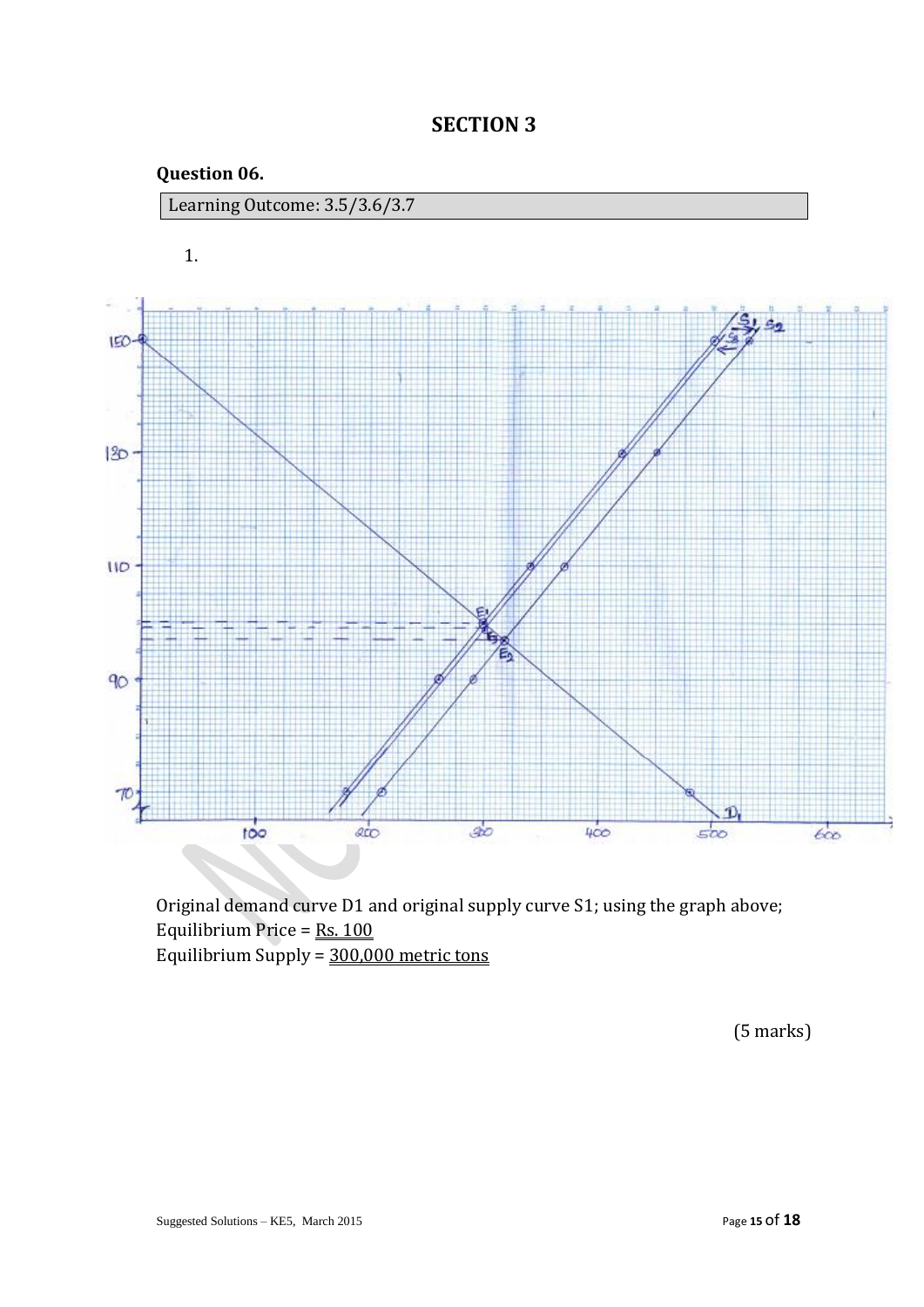# SECTION 3

**Question 06.**

Learning Outcome: 3.5/3.6/3.7

1.

Original demand curve D1 and original supply curve S1; using the graph above;
Equilibrium Price = Rs. 100
Equilibrium Supply = 300,000 metric tons

(5 marks)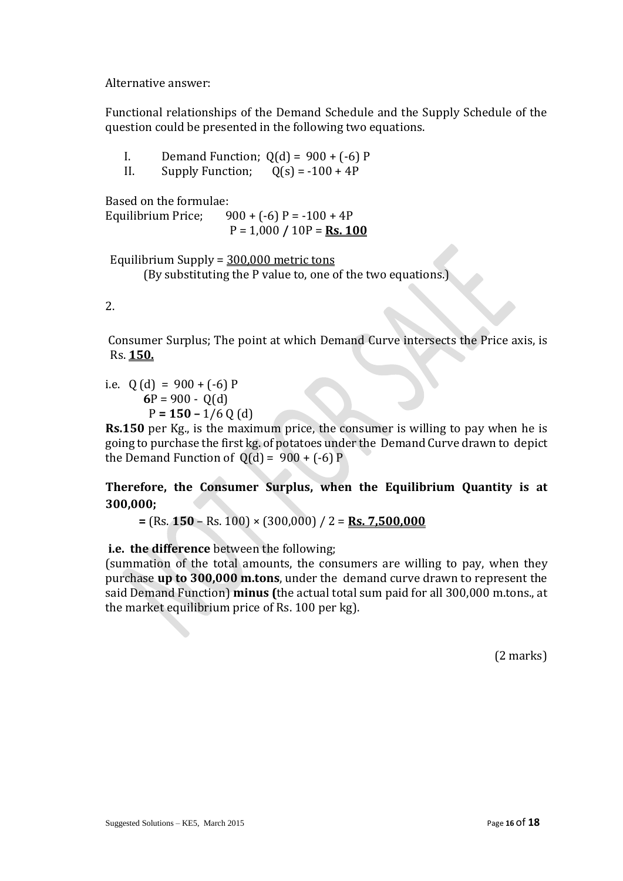Alternative answer:

Functional relationships of the Demand Schedule and the Supply Schedule of the question could be presented in the following two equations.

I. Demand Function; $Q(d) = 900 + (-6) P$

II. Supply Function; $Q(s) = -100 + 4P$

Based on the formulae:

Equilibrium Price; $900 + (-6) P = -100 + 4P$

$P = 1{,}000 \,/\, 10P =$ **<u>Rs. 100</u>**

Equilibrium Supply = <u>300,000 metric tons</u>

(By substituting the P value to, one of the two equations.)

2.

Consumer Surplus; The point at which Demand Curve intersects the Price axis, is Rs. **<u>150.</u>**

i.e. $Q(d) = 900 + (-6) P$

$\mathbf{6}P = 900 - Q(d)$

$P = \mathbf{150} - 1/6\, Q(d)$

**Rs.150** per Kg., is the maximum price, the consumer is willing to pay when he is going to purchase the first kg. of potatoes under the Demand Curve drawn to depict the Demand Function of $Q(d) = 900 + (-6) P$

**Therefore, the Consumer Surplus, when the Equilibrium Quantity is at 300,000;**

= (Rs. **150** – Rs. 100) × (300,000) / 2 = **<u>Rs. 7,500,000</u>**

**i.e. the difference** between the following;

(summation of the total amounts, the consumers are willing to pay, when they purchase **up to 300,000 m.tons**, under the demand curve drawn to represent the said Demand Function) **minus (**the actual total sum paid for all 300,000 m.tons., at the market equilibrium price of Rs. 100 per kg).

(2 marks)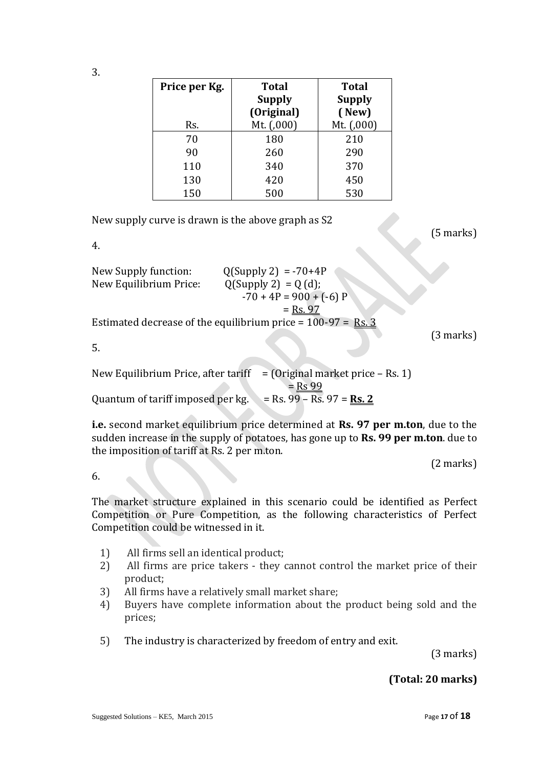3.

| Price per Kg. Rs. | Total Supply (Original) Mt. (,000) | Total Supply ( New) Mt. (,000) |
|---|---|---|
| 70 | 180 | 210 |
| 90 | 260 | 290 |
| 110 | 340 | 370 |
| 130 | 420 | 450 |
| 150 | 500 | 530 |

New supply curve is drawn is the above graph as S2

(5 marks)

4.

New Supply function: $Q(\text{Supply } 2) = -70+4P$

New Equilibrium Price: $Q(\text{Supply } 2) = Q(d)$;

$$-70 + 4P = 900 + (-6)P$$

$$= \underline{\text{Rs. } 97}$$

Estimated decrease of the equilibrium price = 100-97 = Rs. 3

(3 marks)

5.

New Equilibrium Price, after tariff = (Original market price – Rs. 1)

= Rs 99

Quantum of tariff imposed per kg. = Rs. 99 – Rs. 97 = **Rs. 2**

**i.e.** second market equilibrium price determined at **Rs. 97 per m.ton**, due to the sudden increase in the supply of potatoes, has gone up to **Rs. 99 per m.ton**. due to the imposition of tariff at Rs. 2 per m.ton.

(2 marks)

6.

The market structure explained in this scenario could be identified as Perfect Competition or Pure Competition, as the following characteristics of Perfect Competition could be witnessed in it.

1) All firms sell an identical product;
2) All firms are price takers - they cannot control the market price of their product;
3) All firms have a relatively small market share;
4) Buyers have complete information about the product being sold and the prices;
5) The industry is characterized by freedom of entry and exit.

(3 marks)

**(Total: 20 marks)**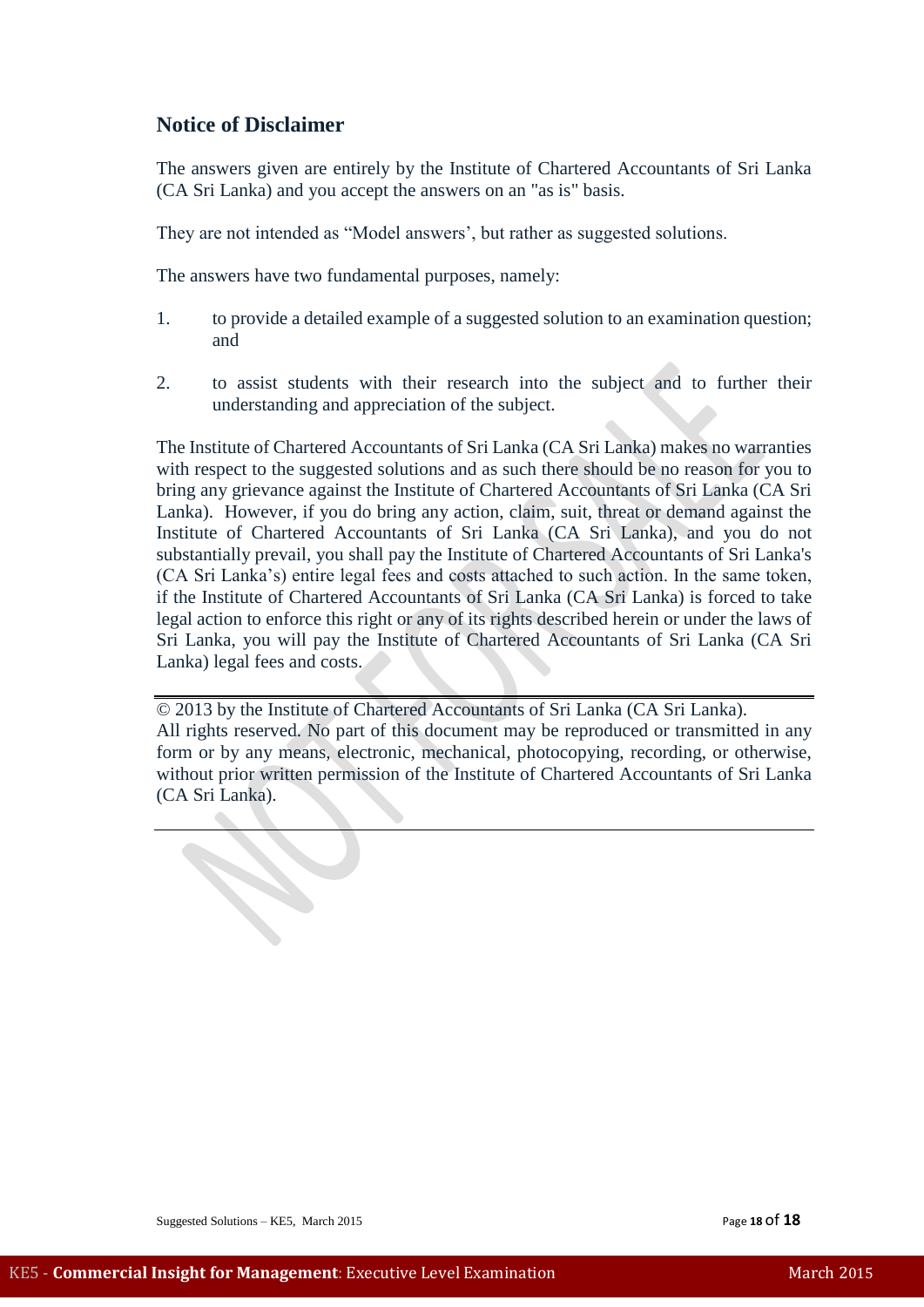## Notice of Disclaimer

The answers given are entirely by the Institute of Chartered Accountants of Sri Lanka (CA Sri Lanka) and you accept the answers on an "as is" basis.

They are not intended as "Model answers', but rather as suggested solutions.

The answers have two fundamental purposes, namely:

1. to provide a detailed example of a suggested solution to an examination question; and

2. to assist students with their research into the subject and to further their understanding and appreciation of the subject.

The Institute of Chartered Accountants of Sri Lanka (CA Sri Lanka) makes no warranties with respect to the suggested solutions and as such there should be no reason for you to bring any grievance against the Institute of Chartered Accountants of Sri Lanka (CA Sri Lanka). However, if you do bring any action, claim, suit, threat or demand against the Institute of Chartered Accountants of Sri Lanka (CA Sri Lanka), and you do not substantially prevail, you shall pay the Institute of Chartered Accountants of Sri Lanka's (CA Sri Lanka's) entire legal fees and costs attached to such action. In the same token, if the Institute of Chartered Accountants of Sri Lanka (CA Sri Lanka) is forced to take legal action to enforce this right or any of its rights described herein or under the laws of Sri Lanka, you will pay the Institute of Chartered Accountants of Sri Lanka (CA Sri Lanka) legal fees and costs.

---

© 2013 by the Institute of Chartered Accountants of Sri Lanka (CA Sri Lanka).
All rights reserved. No part of this document may be reproduced or transmitted in any form or by any means, electronic, mechanical, photocopying, recording, or otherwise, without prior written permission of the Institute of Chartered Accountants of Sri Lanka (CA Sri Lanka).

---